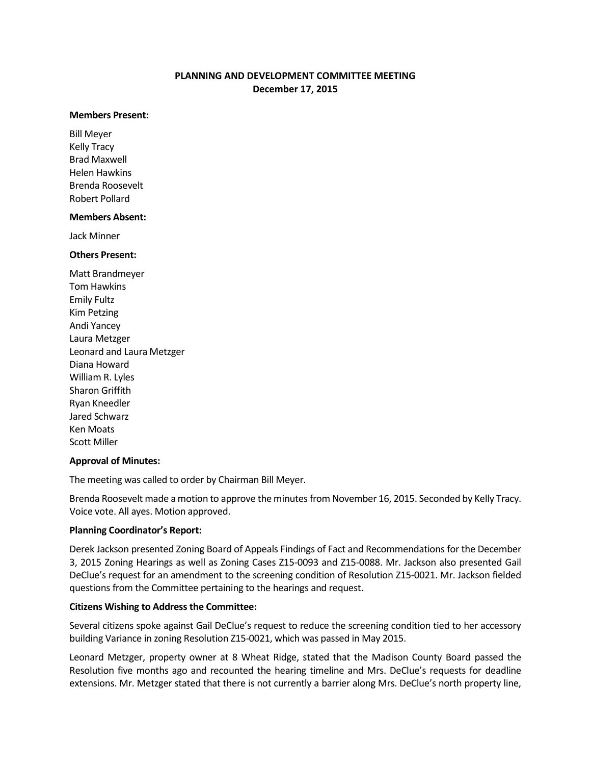# PLANNING AND DEVELOPMENT COMMITTEE MEETING
## December 17, 2015

**Members Present:**

Bill Meyer
Kelly Tracy
Brad Maxwell
Helen Hawkins
Brenda Roosevelt
Robert Pollard

**Members Absent:**

Jack Minner

**Others Present:**

Matt Brandmeyer
Tom Hawkins
Emily Fultz
Kim Petzing
Andi Yancey
Laura Metzger
Leonard and Laura Metzger
Diana Howard
William R. Lyles
Sharon Griffith
Ryan Kneedler
Jared Schwarz
Ken Moats
Scott Miller

**Approval of Minutes:**

The meeting was called to order by Chairman Bill Meyer.

Brenda Roosevelt made a motion to approve the minutes from November 16, 2015. Seconded by Kelly Tracy. Voice vote. All ayes. Motion approved.

**Planning Coordinator's Report:**

Derek Jackson presented Zoning Board of Appeals Findings of Fact and Recommendations for the December 3, 2015 Zoning Hearings as well as Zoning Cases Z15-0093 and Z15-0088. Mr. Jackson also presented Gail DeClue's request for an amendment to the screening condition of Resolution Z15-0021. Mr. Jackson fielded questions from the Committee pertaining to the hearings and request.

**Citizens Wishing to Address the Committee:**

Several citizens spoke against Gail DeClue's request to reduce the screening condition tied to her accessory building Variance in zoning Resolution Z15-0021, which was passed in May 2015.

Leonard Metzger, property owner at 8 Wheat Ridge, stated that the Madison County Board passed the Resolution five months ago and recounted the hearing timeline and Mrs. DeClue's requests for deadline extensions. Mr. Metzger stated that there is not currently a barrier along Mrs. DeClue's north property line,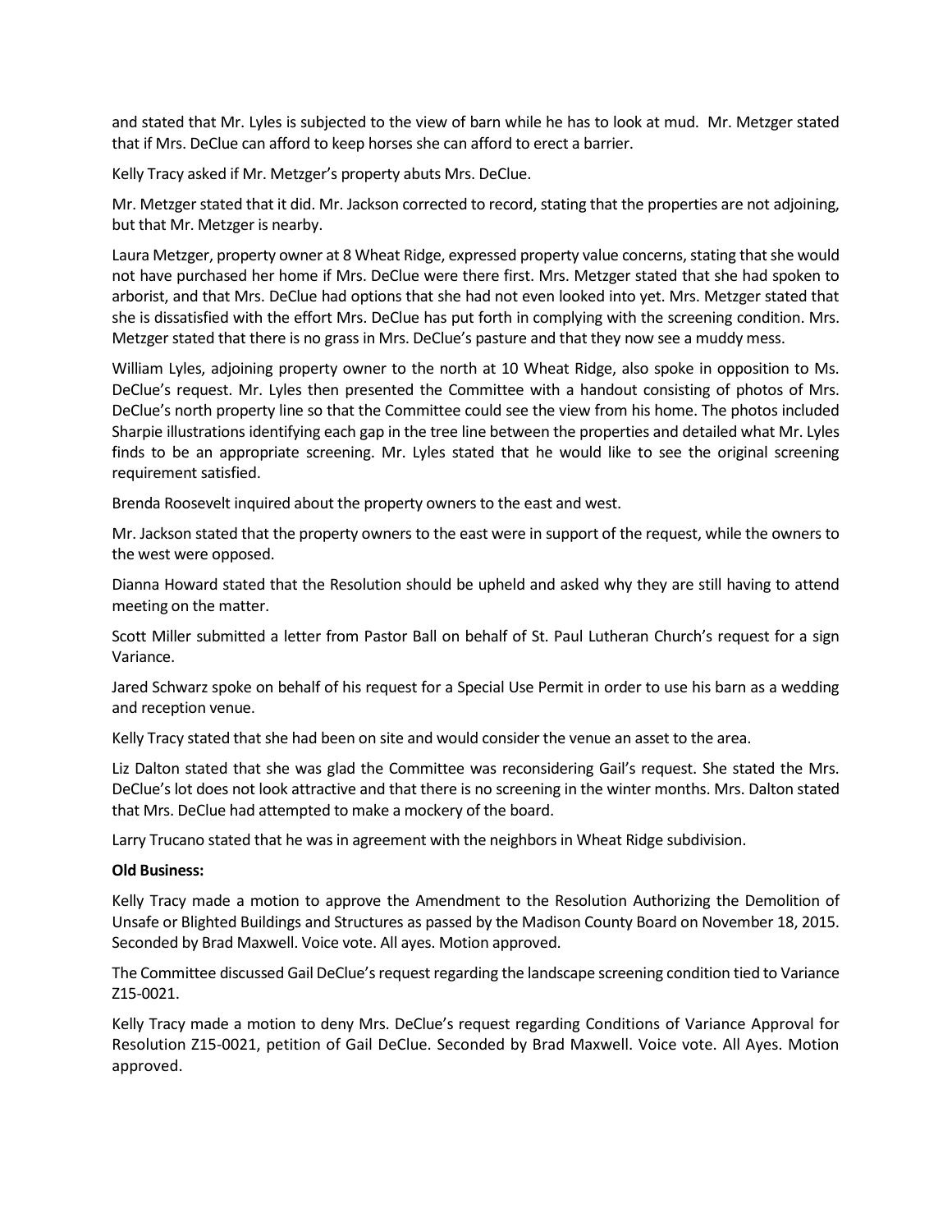and stated that Mr. Lyles is subjected to the view of barn while he has to look at mud. Mr. Metzger stated that if Mrs. DeClue can afford to keep horses she can afford to erect a barrier.

Kelly Tracy asked if Mr. Metzger's property abuts Mrs. DeClue.

Mr. Metzger stated that it did. Mr. Jackson corrected to record, stating that the properties are not adjoining, but that Mr. Metzger is nearby.

Laura Metzger, property owner at 8 Wheat Ridge, expressed property value concerns, stating that she would not have purchased her home if Mrs. DeClue were there first. Mrs. Metzger stated that she had spoken to arborist, and that Mrs. DeClue had options that she had not even looked into yet. Mrs. Metzger stated that she is dissatisfied with the effort Mrs. DeClue has put forth in complying with the screening condition. Mrs. Metzger stated that there is no grass in Mrs. DeClue's pasture and that they now see a muddy mess.

William Lyles, adjoining property owner to the north at 10 Wheat Ridge, also spoke in opposition to Ms. DeClue's request. Mr. Lyles then presented the Committee with a handout consisting of photos of Mrs. DeClue's north property line so that the Committee could see the view from his home. The photos included Sharpie illustrations identifying each gap in the tree line between the properties and detailed what Mr. Lyles finds to be an appropriate screening. Mr. Lyles stated that he would like to see the original screening requirement satisfied.

Brenda Roosevelt inquired about the property owners to the east and west.

Mr. Jackson stated that the property owners to the east were in support of the request, while the owners to the west were opposed.

Dianna Howard stated that the Resolution should be upheld and asked why they are still having to attend meeting on the matter.

Scott Miller submitted a letter from Pastor Ball on behalf of St. Paul Lutheran Church's request for a sign Variance.

Jared Schwarz spoke on behalf of his request for a Special Use Permit in order to use his barn as a wedding and reception venue.

Kelly Tracy stated that she had been on site and would consider the venue an asset to the area.

Liz Dalton stated that she was glad the Committee was reconsidering Gail's request. She stated the Mrs. DeClue's lot does not look attractive and that there is no screening in the winter months. Mrs. Dalton stated that Mrs. DeClue had attempted to make a mockery of the board.

Larry Trucano stated that he was in agreement with the neighbors in Wheat Ridge subdivision.

**Old Business:**

Kelly Tracy made a motion to approve the Amendment to the Resolution Authorizing the Demolition of Unsafe or Blighted Buildings and Structures as passed by the Madison County Board on November 18, 2015. Seconded by Brad Maxwell. Voice vote. All ayes. Motion approved.

The Committee discussed Gail DeClue's request regarding the landscape screening condition tied to Variance Z15-0021.

Kelly Tracy made a motion to deny Mrs. DeClue's request regarding Conditions of Variance Approval for Resolution Z15-0021, petition of Gail DeClue. Seconded by Brad Maxwell. Voice vote. All Ayes. Motion approved.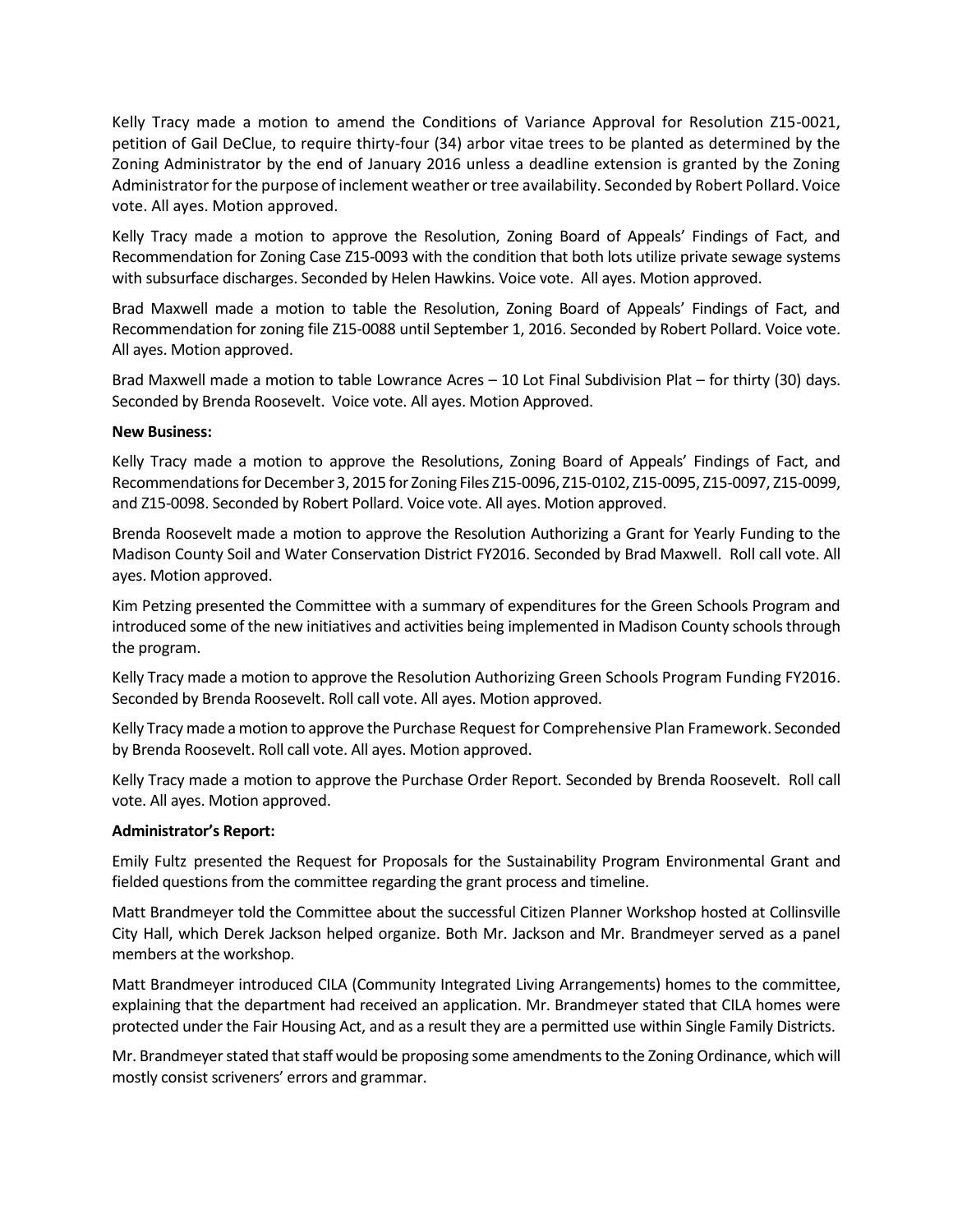Kelly Tracy made a motion to amend the Conditions of Variance Approval for Resolution Z15-0021, petition of Gail DeClue, to require thirty-four (34) arbor vitae trees to be planted as determined by the Zoning Administrator by the end of January 2016 unless a deadline extension is granted by the Zoning Administrator for the purpose of inclement weather or tree availability. Seconded by Robert Pollard. Voice vote. All ayes. Motion approved.

Kelly Tracy made a motion to approve the Resolution, Zoning Board of Appeals' Findings of Fact, and Recommendation for Zoning Case Z15-0093 with the condition that both lots utilize private sewage systems with subsurface discharges. Seconded by Helen Hawkins. Voice vote. All ayes. Motion approved.

Brad Maxwell made a motion to table the Resolution, Zoning Board of Appeals' Findings of Fact, and Recommendation for zoning file Z15-0088 until September 1, 2016. Seconded by Robert Pollard. Voice vote. All ayes. Motion approved.

Brad Maxwell made a motion to table Lowrance Acres – 10 Lot Final Subdivision Plat – for thirty (30) days. Seconded by Brenda Roosevelt. Voice vote. All ayes. Motion Approved.

**New Business:**

Kelly Tracy made a motion to approve the Resolutions, Zoning Board of Appeals' Findings of Fact, and Recommendations for December 3, 2015 for Zoning Files Z15-0096, Z15-0102, Z15-0095, Z15-0097, Z15-0099, and Z15-0098. Seconded by Robert Pollard. Voice vote. All ayes. Motion approved.

Brenda Roosevelt made a motion to approve the Resolution Authorizing a Grant for Yearly Funding to the Madison County Soil and Water Conservation District FY2016. Seconded by Brad Maxwell. Roll call vote. All ayes. Motion approved.

Kim Petzing presented the Committee with a summary of expenditures for the Green Schools Program and introduced some of the new initiatives and activities being implemented in Madison County schools through the program.

Kelly Tracy made a motion to approve the Resolution Authorizing Green Schools Program Funding FY2016. Seconded by Brenda Roosevelt. Roll call vote. All ayes. Motion approved.

Kelly Tracy made a motion to approve the Purchase Request for Comprehensive Plan Framework. Seconded by Brenda Roosevelt. Roll call vote. All ayes. Motion approved.

Kelly Tracy made a motion to approve the Purchase Order Report. Seconded by Brenda Roosevelt. Roll call vote. All ayes. Motion approved.

**Administrator's Report:**

Emily Fultz presented the Request for Proposals for the Sustainability Program Environmental Grant and fielded questions from the committee regarding the grant process and timeline.

Matt Brandmeyer told the Committee about the successful Citizen Planner Workshop hosted at Collinsville City Hall, which Derek Jackson helped organize. Both Mr. Jackson and Mr. Brandmeyer served as a panel members at the workshop.

Matt Brandmeyer introduced CILA (Community Integrated Living Arrangements) homes to the committee, explaining that the department had received an application. Mr. Brandmeyer stated that CILA homes were protected under the Fair Housing Act, and as a result they are a permitted use within Single Family Districts.

Mr. Brandmeyer stated that staff would be proposing some amendments to the Zoning Ordinance, which will mostly consist scriveners' errors and grammar.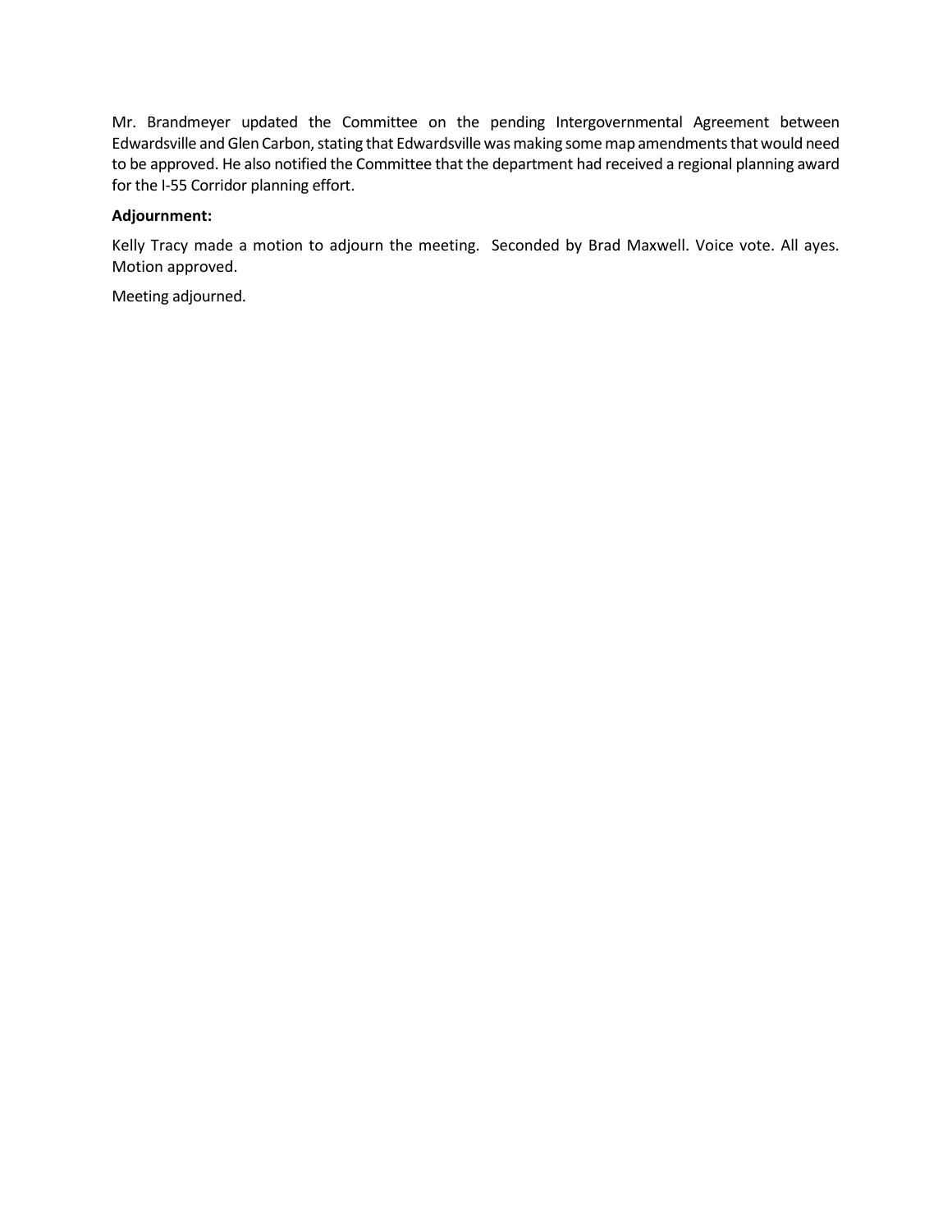Mr. Brandmeyer updated the Committee on the pending Intergovernmental Agreement between Edwardsville and Glen Carbon, stating that Edwardsville was making some map amendments that would need to be approved. He also notified the Committee that the department had received a regional planning award for the I-55 Corridor planning effort.

**Adjournment:**

Kelly Tracy made a motion to adjourn the meeting. Seconded by Brad Maxwell. Voice vote. All ayes. Motion approved.

Meeting adjourned.